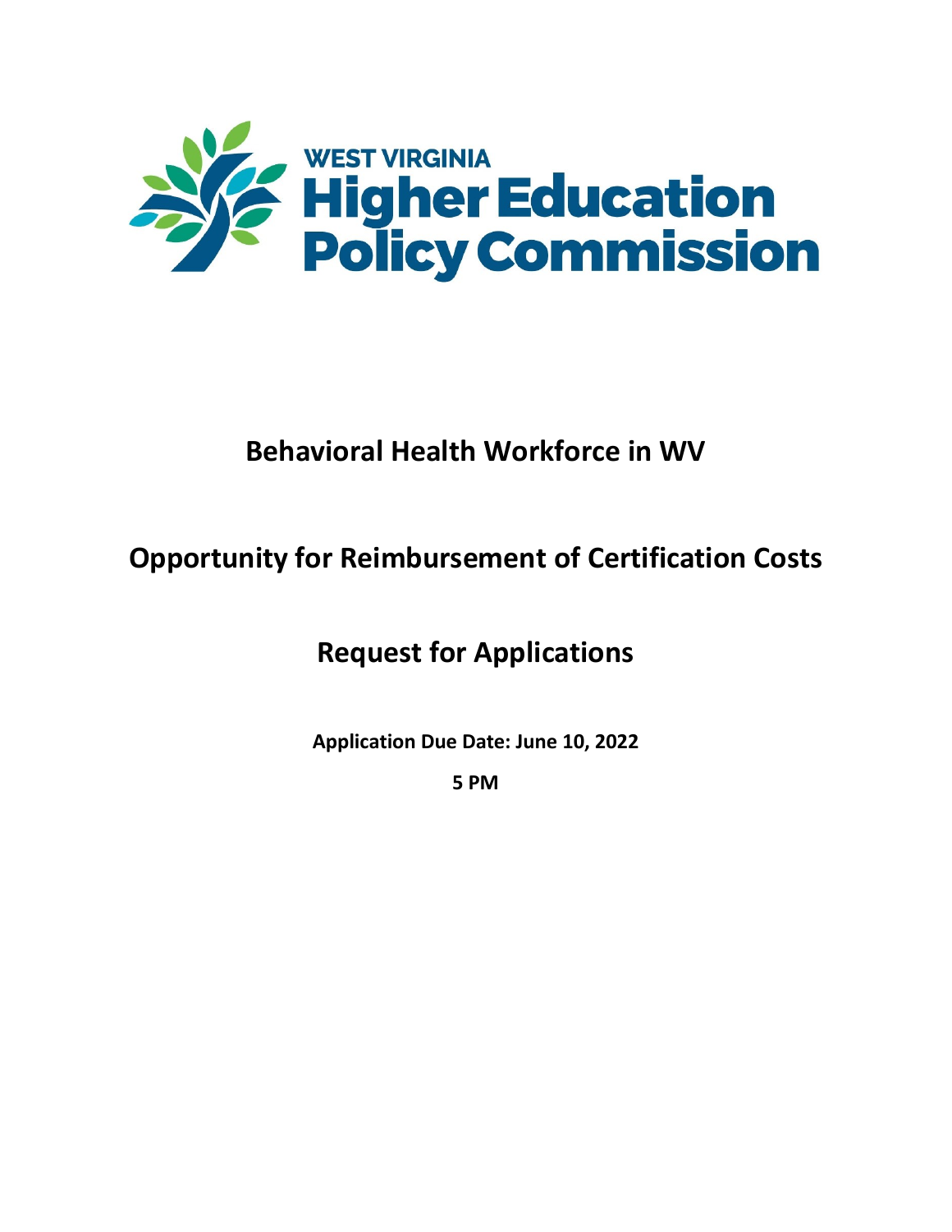WEST VIRGINIA
Higher Education
Policy Commission

# Behavioral Health Workforce in WV

# Opportunity for Reimbursement of Certification Costs

# Request for Applications

**Application Due Date: June 10, 2022**

**5 PM**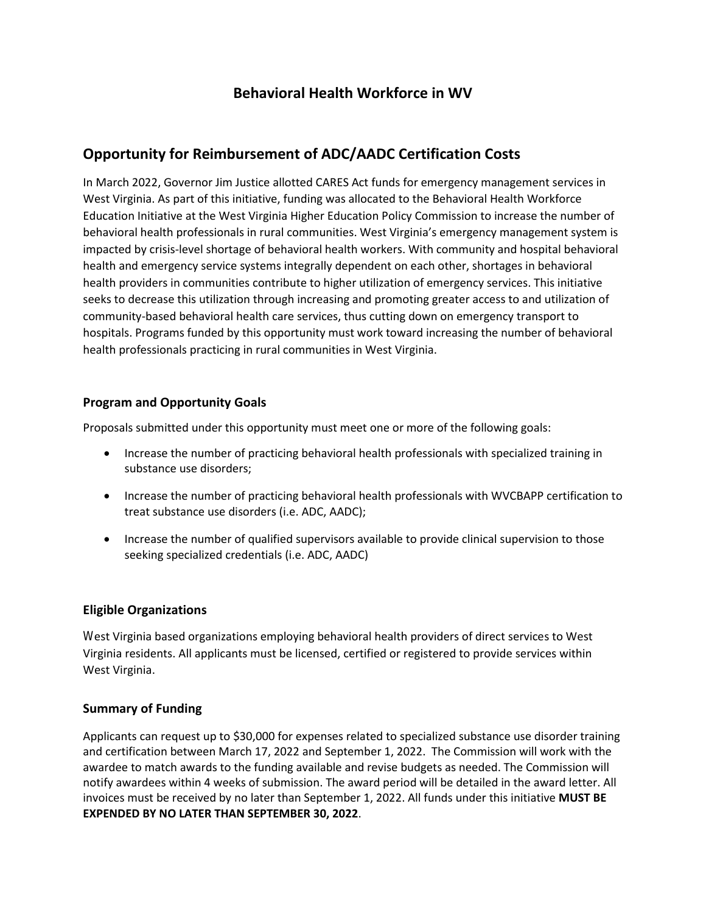# Behavioral Health Workforce in WV

## Opportunity for Reimbursement of ADC/AADC Certification Costs

In March 2022, Governor Jim Justice allotted CARES Act funds for emergency management services in West Virginia. As part of this initiative, funding was allocated to the Behavioral Health Workforce Education Initiative at the West Virginia Higher Education Policy Commission to increase the number of behavioral health professionals in rural communities. West Virginia's emergency management system is impacted by crisis-level shortage of behavioral health workers. With community and hospital behavioral health and emergency service systems integrally dependent on each other, shortages in behavioral health providers in communities contribute to higher utilization of emergency services. This initiative seeks to decrease this utilization through increasing and promoting greater access to and utilization of community-based behavioral health care services, thus cutting down on emergency transport to hospitals. Programs funded by this opportunity must work toward increasing the number of behavioral health professionals practicing in rural communities in West Virginia.

### Program and Opportunity Goals

Proposals submitted under this opportunity must meet one or more of the following goals:

- Increase the number of practicing behavioral health professionals with specialized training in substance use disorders;
- Increase the number of practicing behavioral health professionals with WVCBAPP certification to treat substance use disorders (i.e. ADC, AADC);
- Increase the number of qualified supervisors available to provide clinical supervision to those seeking specialized credentials (i.e. ADC, AADC)

### Eligible Organizations

West Virginia based organizations employing behavioral health providers of direct services to West Virginia residents. All applicants must be licensed, certified or registered to provide services within West Virginia.

### Summary of Funding

Applicants can request up to $30,000 for expenses related to specialized substance use disorder training and certification between March 17, 2022 and September 1, 2022. The Commission will work with the awardee to match awards to the funding available and revise budgets as needed. The Commission will notify awardees within 4 weeks of submission. The award period will be detailed in the award letter. All invoices must be received by no later than September 1, 2022. All funds under this initiative **MUST BE EXPENDED BY NO LATER THAN SEPTEMBER 30, 2022**.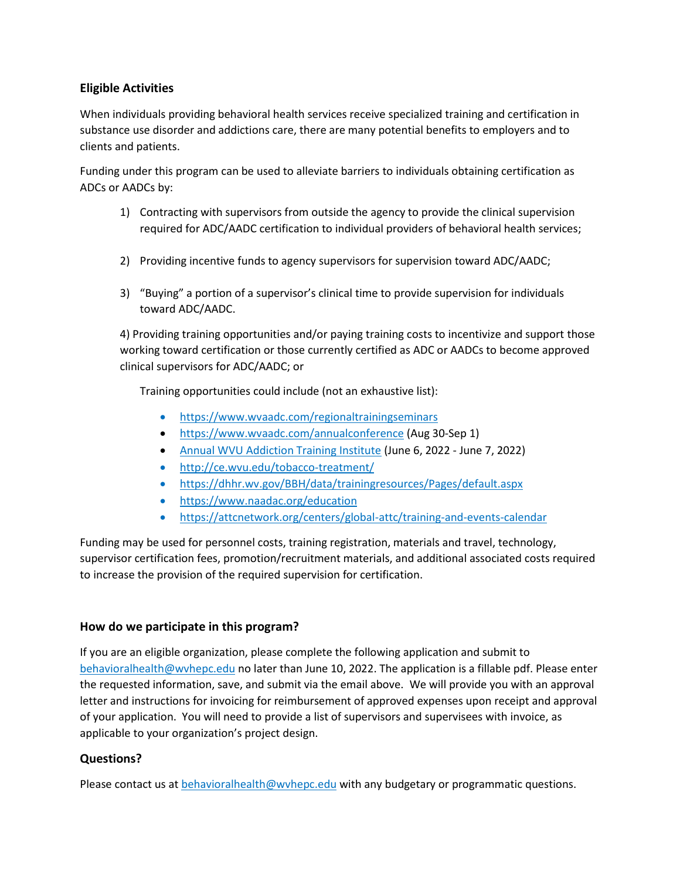## Eligible Activities

When individuals providing behavioral health services receive specialized training and certification in substance use disorder and addictions care, there are many potential benefits to employers and to clients and patients.

Funding under this program can be used to alleviate barriers to individuals obtaining certification as ADCs or AADCs by:

1) Contracting with supervisors from outside the agency to provide the clinical supervision required for ADC/AADC certification to individual providers of behavioral health services;

2) Providing incentive funds to agency supervisors for supervision toward ADC/AADC;

3) "Buying" a portion of a supervisor's clinical time to provide supervision for individuals toward ADC/AADC.

4) Providing training opportunities and/or paying training costs to incentivize and support those working toward certification or those currently certified as ADC or AADCs to become approved clinical supervisors for ADC/AADC; or

Training opportunities could include (not an exhaustive list):

- https://www.wvaadc.com/regionaltrainingseminars
- https://www.wvaadc.com/annualconference (Aug 30-Sep 1)
- Annual WVU Addiction Training Institute (June 6, 2022 - June 7, 2022)
- http://ce.wvu.edu/tobacco-treatment/
- https://dhhr.wv.gov/BBH/data/trainingresources/Pages/default.aspx
- https://www.naadac.org/education
- https://attcnetwork.org/centers/global-attc/training-and-events-calendar

Funding may be used for personnel costs, training registration, materials and travel, technology, supervisor certification fees, promotion/recruitment materials, and additional associated costs required to increase the provision of the required supervision for certification.

## How do we participate in this program?

If you are an eligible organization, please complete the following application and submit to behavioralhealth@wvhepc.edu no later than June 10, 2022. The application is a fillable pdf. Please enter the requested information, save, and submit via the email above. We will provide you with an approval letter and instructions for invoicing for reimbursement of approved expenses upon receipt and approval of your application. You will need to provide a list of supervisors and supervisees with invoice, as applicable to your organization's project design.

## Questions?

Please contact us at behavioralhealth@wvhepc.edu with any budgetary or programmatic questions.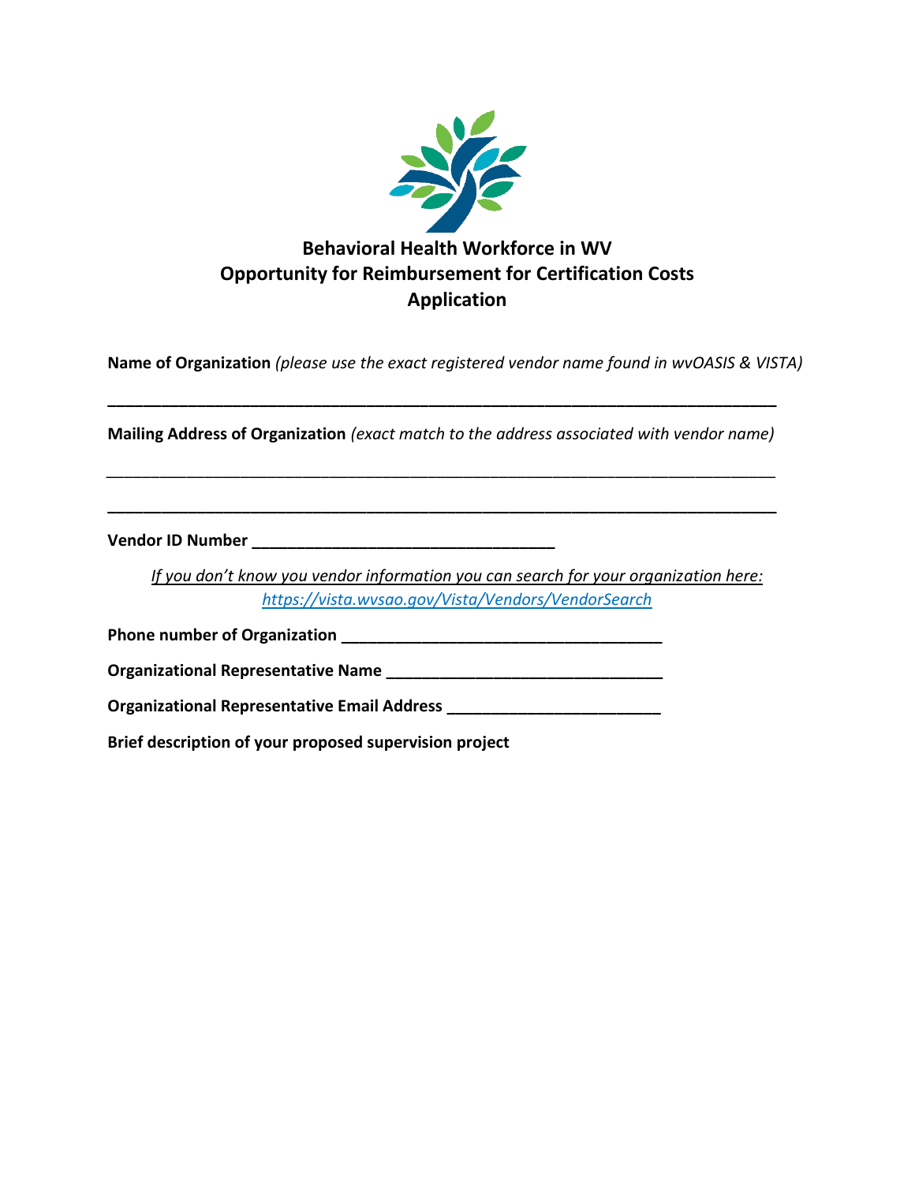# Behavioral Health Workforce in WV
# Opportunity for Reimbursement for Certification Costs
# Application

**Name of Organization** *(please use the exact registered vendor name found in wvOASIS & VISTA)*

___________________________________________________________________________

**Mailing Address of Organization** *(exact match to the address associated with vendor name)*

___________________________________________________________________________

___________________________________________________________________________

**Vendor ID Number** _________________________________

*If you don't know you vendor information you can search for your organization here:*
*https://vista.wvsao.gov/Vista/Vendors/VendorSearch*

**Phone number of Organization** ____________________________________

**Organizational Representative Name** ______________________________

**Organizational Representative Email Address** _______________________

**Brief description of your proposed supervision project**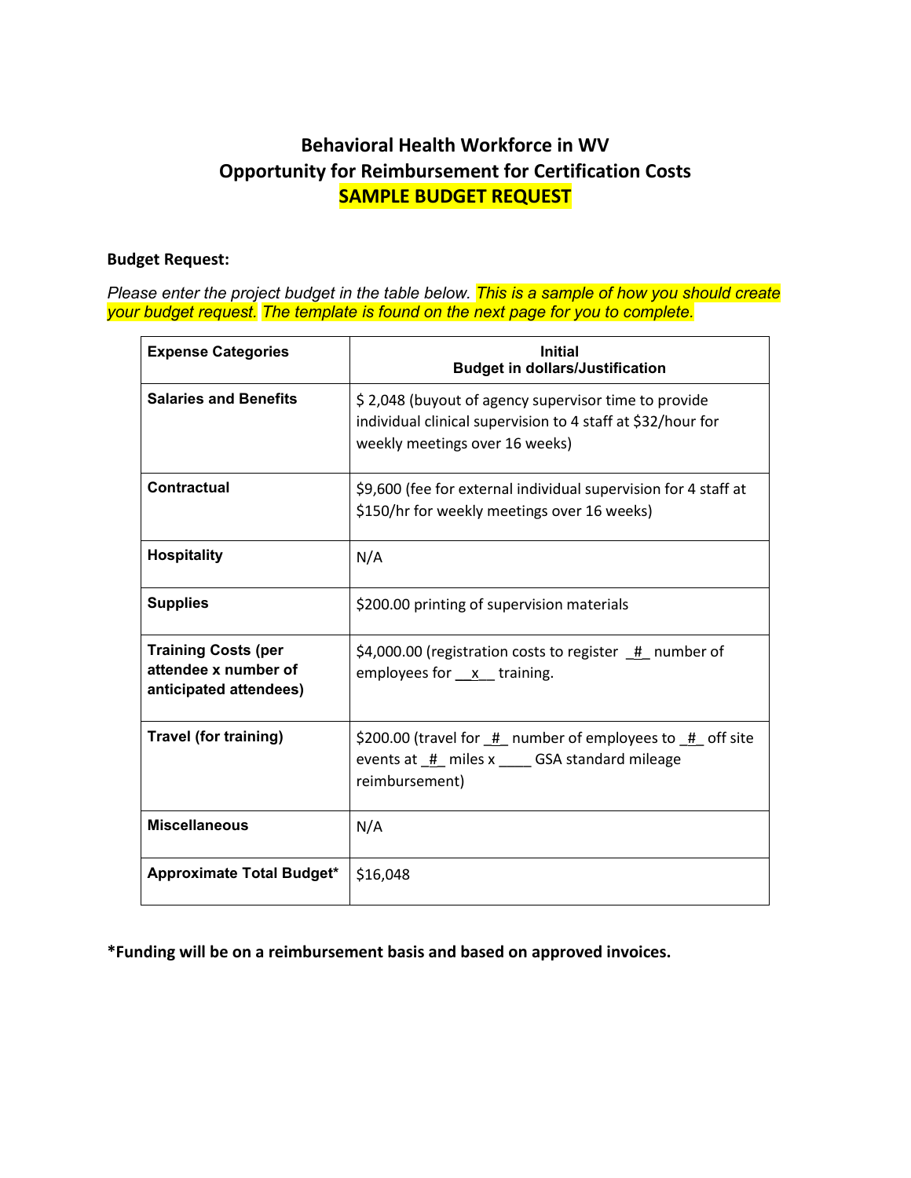# Behavioral Health Workforce in WV
# Opportunity for Reimbursement for Certification Costs
# SAMPLE BUDGET REQUEST

**Budget Request:**

*Please enter the project budget in the table below. This is a sample of how you should create your budget request. The template is found on the next page for you to complete.*

| Expense Categories | Initial Budget in dollars/Justification |
|---|---|
| **Salaries and Benefits** | $ 2,048 (buyout of agency supervisor time to provide individual clinical supervision to 4 staff at $32/hour for weekly meetings over 16 weeks) |
| **Contractual** | $9,600 (fee for external individual supervision for 4 staff at $150/hr for weekly meetings over 16 weeks) |
| **Hospitality** | N/A |
| **Supplies** | $200.00 printing of supervision materials |
| **Training Costs (per attendee x number of anticipated attendees)** | $4,000.00 (registration costs to register _#_ number of employees for __x__ training. |
| **Travel (for training)** | $200.00 (travel for _#_ number of employees to _#_ off site events at _#_ miles x ____ GSA standard mileage reimbursement) |
| **Miscellaneous** | N/A |
| **Approximate Total Budget*** | $16,048 |

***Funding will be on a reimbursement basis and based on approved invoices.**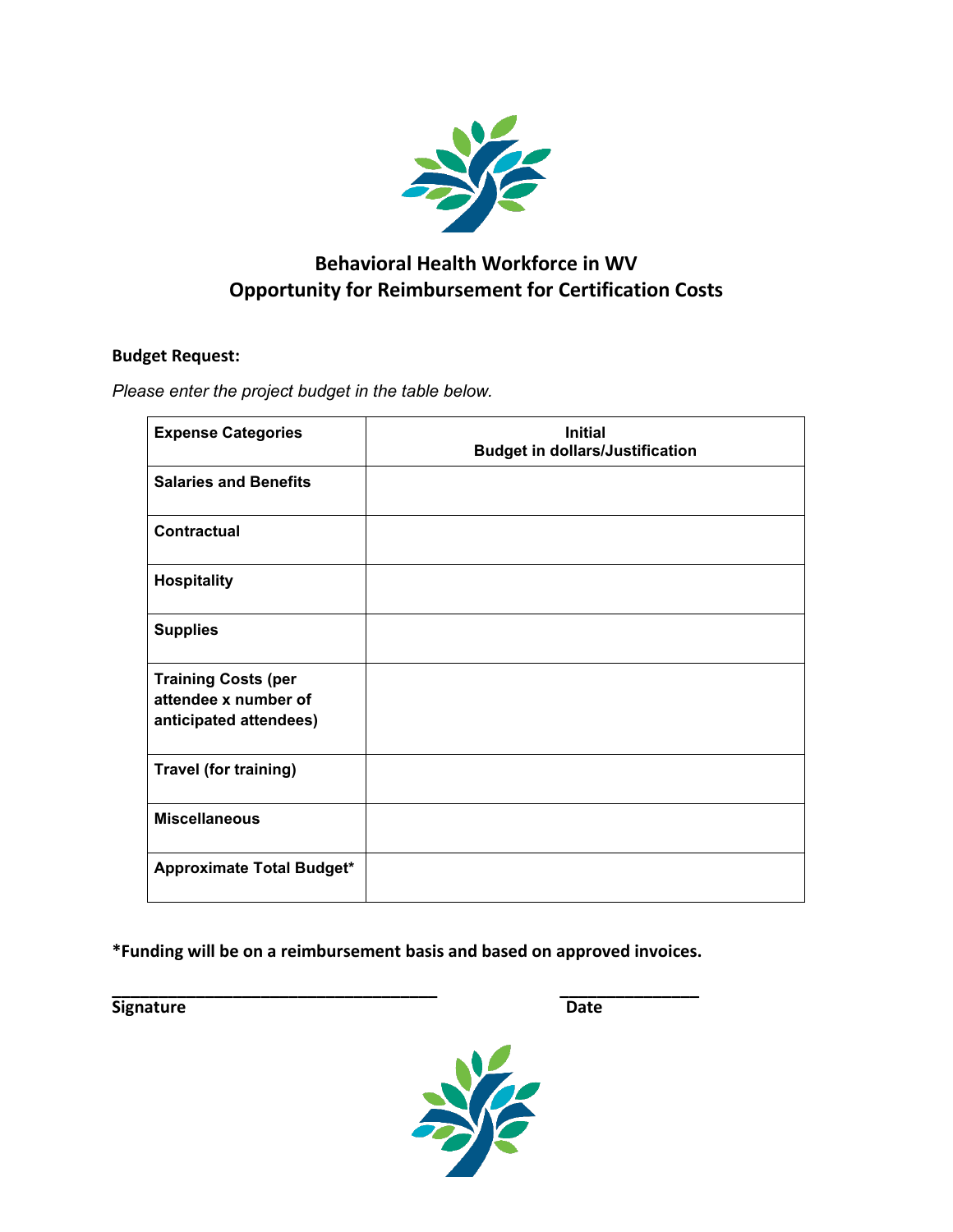## Behavioral Health Workforce in WV
## Opportunity for Reimbursement for Certification Costs

**Budget Request:**

*Please enter the project budget in the table below.*

| Expense Categories | Initial Budget in dollars/Justification |
|---|---|
| **Salaries and Benefits** | |
| **Contractual** | |
| **Hospitality** | |
| **Supplies** | |
| **Training Costs (per attendee x number of anticipated attendees)** | |
| **Travel (for training)** | |
| **Miscellaneous** | |
| **Approximate Total Budget*** | |

**\*Funding will be on a reimbursement basis and based on approved invoices.**

**_____________________________________** **_______________**
**Signature** **Date**